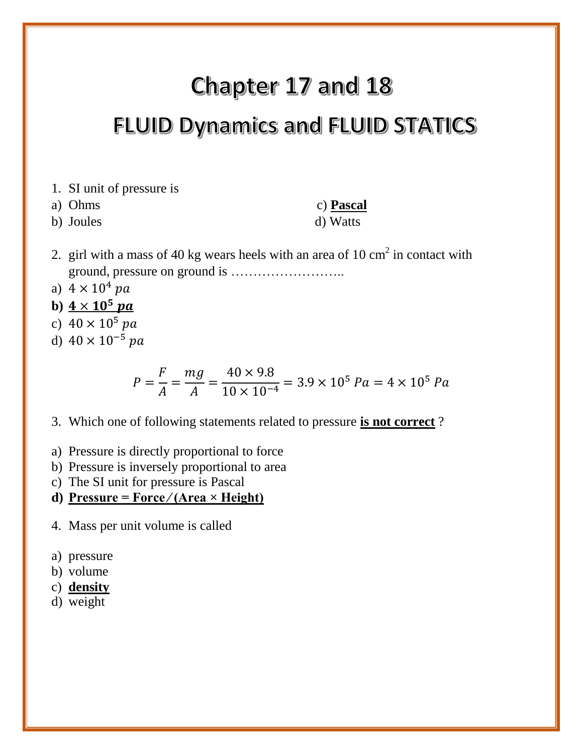# Chapter 17 and 18

## FLUID Dynamics and FLUID STATICS

1. SI unit of pressure is

a) Ohms
b) Joules
c) **<u>Pascal</u>**
d) Watts

2. girl with a mass of 40 kg wears heels with an area of 10 $cm^2$ in contact with ground, pressure on ground is ……………………..

a) $4 \times 10^4\ pa$
**b) <u>$4 \times 10^5\ pa$</u>**
c) $40 \times 10^5\ pa$
d) $40 \times 10^{-5}\ pa$

$$P = \frac{F}{A} = \frac{mg}{A} = \frac{40 \times 9.8}{10 \times 10^{-4}} = 3.9 \times 10^5\ Pa = 4 \times 10^5\ Pa$$

3. Which one of following statements related to pressure **<u>is not correct</u>** ?

a) Pressure is directly proportional to force
b) Pressure is inversely proportional to area
c) The SI unit for pressure is Pascal
**d) <u>Pressure = Force ⁄ (Area × Height)</u>**

4. Mass per unit volume is called

a) pressure
b) volume
c) **<u>density</u>**
d) weight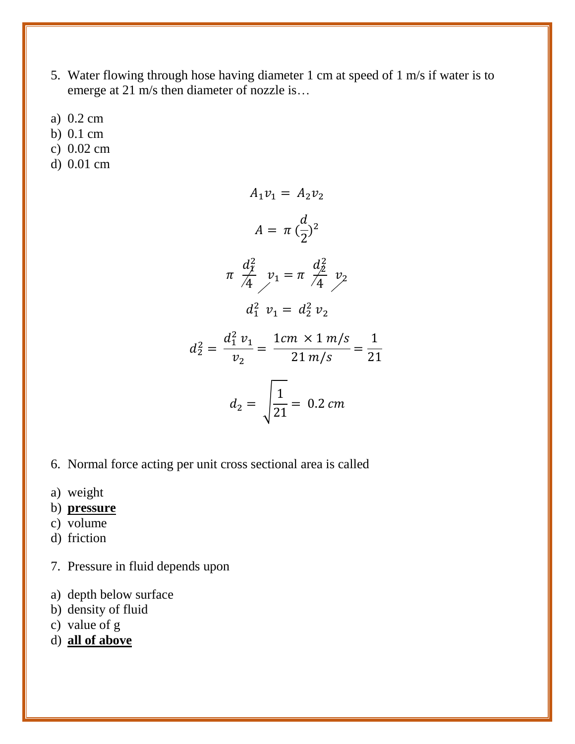5. Water flowing through hose having diameter 1 cm at speed of 1 m/s if water is to emerge at 21 m/s then diameter of nozzle is…

a) 0.2 cm
b) 0.1 cm
c) 0.02 cm
d) 0.01 cm

$$A_1 v_1 = A_2 v_2$$

$$A = \pi \left(\frac{d}{2}\right)^2$$

$$\pi \frac{d_1^2}{4} v_1 = \pi \frac{d_2^2}{4} v_2$$

$$d_1^2 \ v_1 = d_2^2 \ v_2$$

$$d_2^2 = \frac{d_1^2 \ v_1}{v_2} = \frac{1cm \ \times 1 \ m/s}{21 \ m/s} = \frac{1}{21}$$

$$d_2 = \sqrt{\frac{1}{21}} = 0.2 \ cm$$

6. Normal force acting per unit cross sectional area is called

a) weight
b) **pressure**
c) volume
d) friction

7. Pressure in fluid depends upon

a) depth below surface
b) density of fluid
c) value of g
d) **all of above**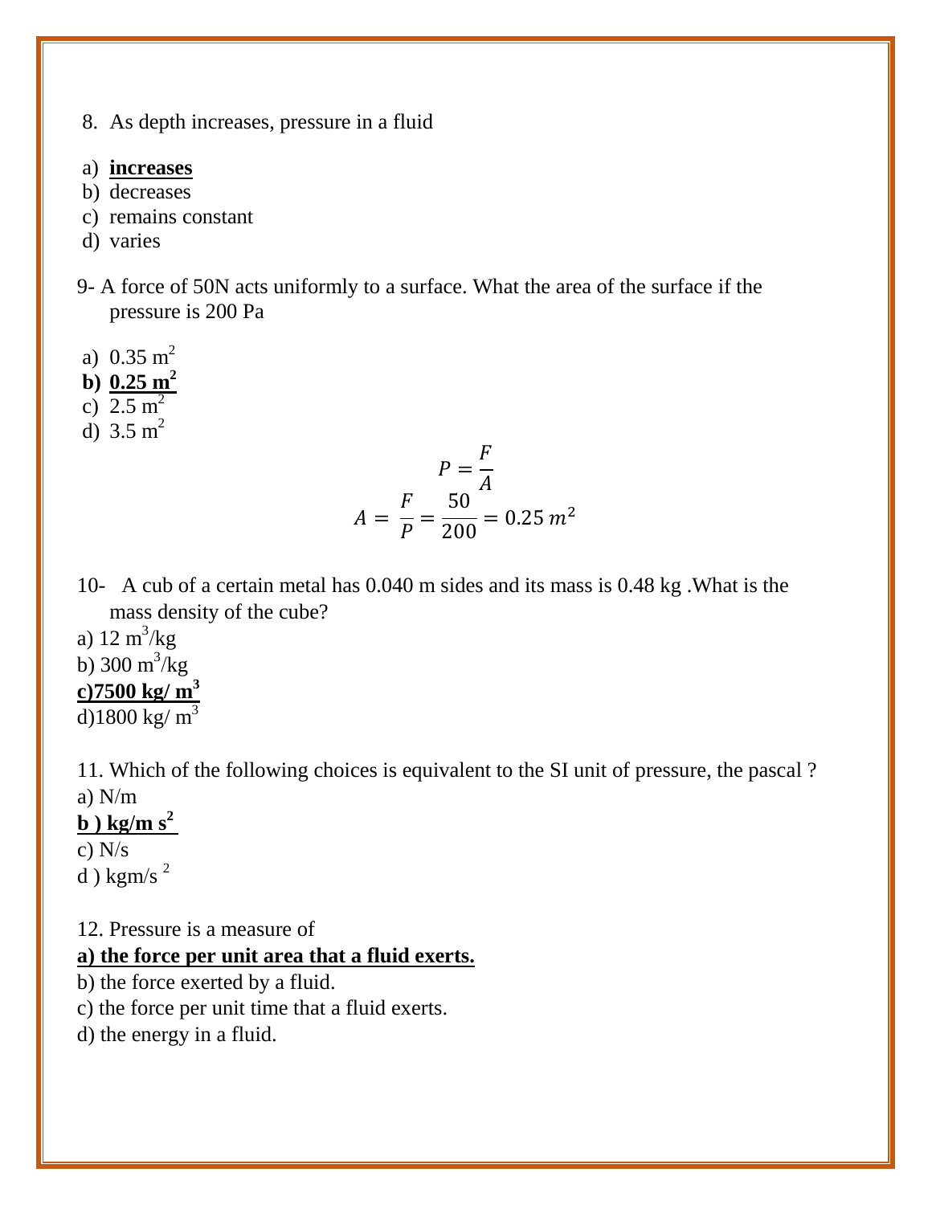8. As depth increases, pressure in a fluid

a) **<u>increases</u>**
b) decreases
c) remains constant
d) varies

9- A force of 50N acts uniformly to a surface. What the area of the surface if the pressure is 200 Pa

a) 0.35 $m^2$
**b) <u>0.25 $m^2$</u>**
c) 2.5 $m^2$
d) 3.5 $m^2$

$$P = \frac{F}{A}$$

$$A = \frac{F}{P} = \frac{50}{200} = 0.25\, m^2$$

10- A cub of a certain metal has 0.040 m sides and its mass is 0.48 kg .What is the mass density of the cube?

a) 12 $m^3$/kg
b) 300 $m^3$/kg
**<u>c)7500 kg/ $m^3$</u>**
d)1800 kg/ $m^3$

11. Which of the following choices is equivalent to the SI unit of pressure, the pascal ?

a) N/m
**<u>b ) kg/m $s^2$</u>**
c) N/s
d ) kgm/s $^2$

12. Pressure is a measure of

**<u>a) the force per unit area that a fluid exerts.</u>**
b) the force exerted by a fluid.
c) the force per unit time that a fluid exerts.
d) the energy in a fluid.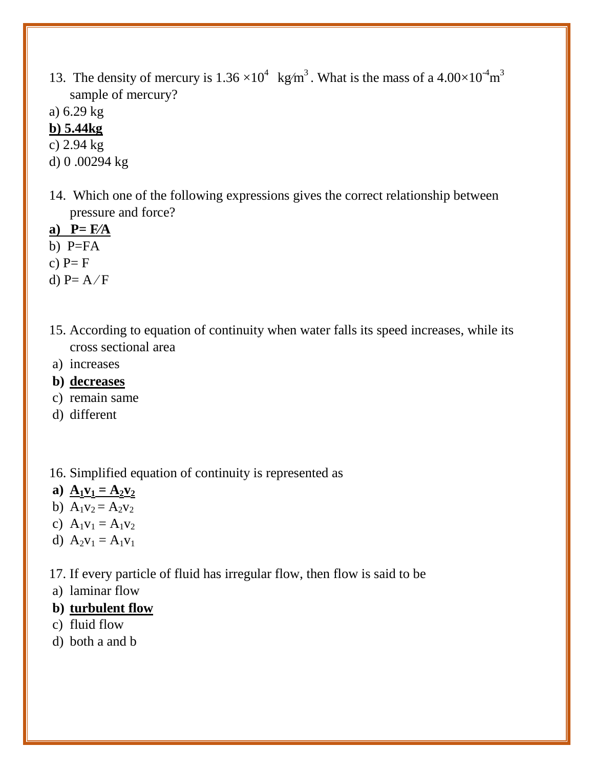13. The density of mercury is $1.36 \times 10^4$ kg/m$^3$. What is the mass of a $4.00 \times 10^{-4}$m$^3$ sample of mercury?

a) 6.29 kg

**b) 5.44kg**

c) 2.94 kg

d) 0 .00294 kg

14. Which one of the following expressions gives the correct relationship between pressure and force?

**a) $P = F/A$**

b) $P = FA$

c) $P = F$

d) $P = A/F$

15. According to equation of continuity when water falls its speed increases, while its cross sectional area

a) increases

**b) decreases**

c) remain same

d) different

16. Simplified equation of continuity is represented as

**a) $A_1v_1 = A_2v_2$**

b) $A_1v_2 = A_2v_2$

c) $A_1v_1 = A_1v_2$

d) $A_2v_1 = A_1v_1$

17. If every particle of fluid has irregular flow, then flow is said to be

a) laminar flow

**b) turbulent flow**

c) fluid flow

d) both a and b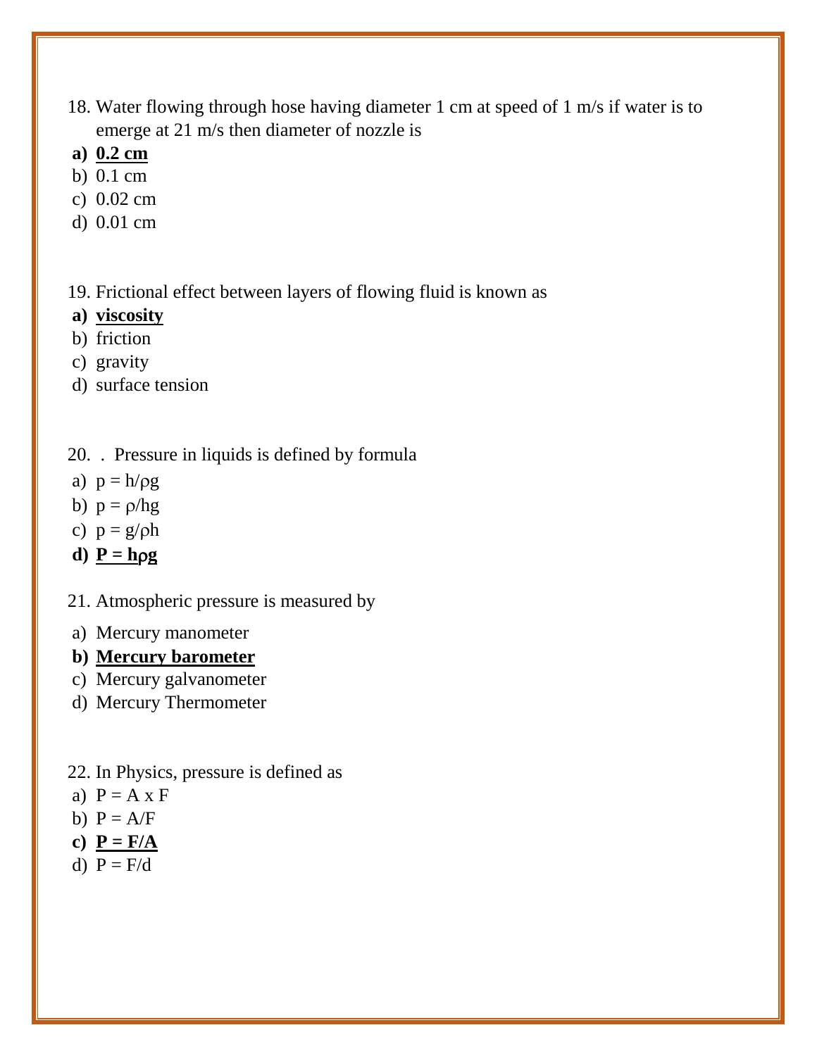18. Water flowing through hose having diameter 1 cm at speed of 1 m/s if water is to emerge at 21 m/s then diameter of nozzle is

**a) <u>0.2 cm</u>**
b) 0.1 cm
c) 0.02 cm
d) 0.01 cm

19. Frictional effect between layers of flowing fluid is known as

**a) <u>viscosity</u>**
b) friction
c) gravity
d) surface tension

20. . Pressure in liquids is defined by formula

a) $p = h/\rho g$
b) $p = \rho/hg$
c) $p = g/\rho h$
**d) <u>$P = h\rho g$</u>**

21. Atmospheric pressure is measured by

a) Mercury manometer
**b) <u>Mercury barometer</u>**
c) Mercury galvanometer
d) Mercury Thermometer

22. In Physics, pressure is defined as

a) $P = A \times F$
b) $P = A/F$
**c) <u>$P = F/A$</u>**
d) $P = F/d$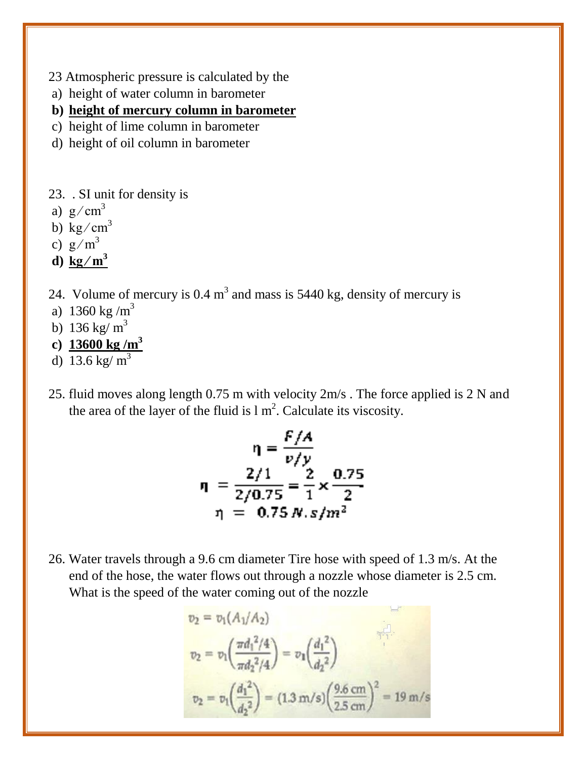23 Atmospheric pressure is calculated by the

a) height of water column in barometer
**b) <u>height of mercury column in barometer</u>**
c) height of lime column in barometer
d) height of oil column in barometer

23. . SI unit for density is

a) $g/cm^3$
b) $kg/cm^3$
c) $g/m^3$
**d) <u>$kg/m^3$</u>**

24. Volume of mercury is 0.4 $m^3$ and mass is 5440 kg, density of mercury is

a) 1360 kg $/m^3$
b) 136 kg/ $m^3$
**c) <u>13600 kg $/m^3$</u>**
d) 13.6 kg/ $m^3$

25. fluid moves along length 0.75 m with velocity 2m/s . The force applied is 2 N and the area of the layer of the fluid is l $m^2$. Calculate its viscosity.

$$\eta = \frac{F/A}{v/y}$$

$$\eta = \frac{2/1}{2/0.75} = \frac{2}{1} \times \frac{0.75}{2}$$

$$\eta = 0.75 \, N.s/m^2$$

26. Water travels through a 9.6 cm diameter Tire hose with speed of 1.3 m/s. At the end of the hose, the water flows out through a nozzle whose diameter is 2.5 cm. What is the speed of the water coming out of the nozzle

$$v_2 = v_1(A_1/A_2)$$

$$v_2 = v_1\left(\frac{\pi d_1^2/4}{\pi d_2^2/4}\right) = v_1\left(\frac{d_1^2}{d_2^2}\right)$$

$$v_2 = v_1\left(\frac{d_1^2}{d_2^2}\right) = (1.3\,\text{m/s})\left(\frac{9.6\,\text{cm}}{2.5\,\text{cm}}\right)^2 = 19\,\text{m/s}$$